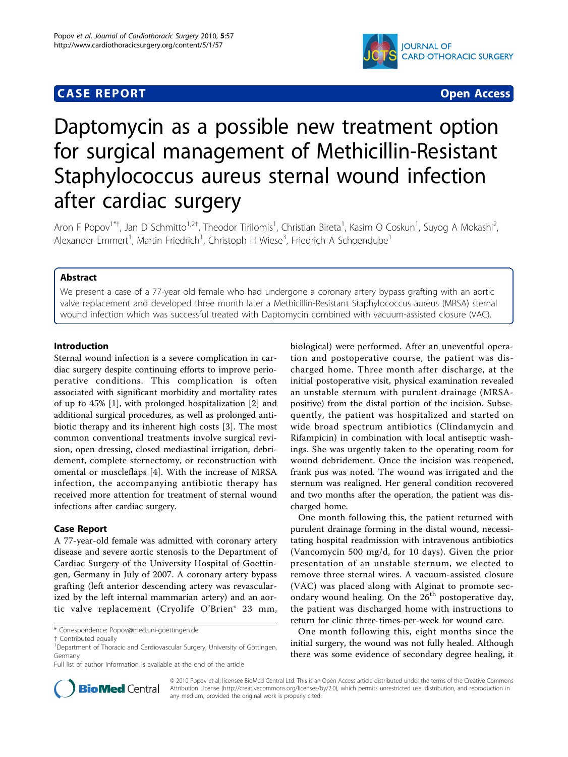CASE REPORT Open Access

# Daptomycin as a possible new treatment option for surgical management of Methicillin-Resistant Staphylococcus aureus sternal wound infection after cardiac surgery

Aron F Popov[1*†], Jan D Schmitto[1,2†], Theodor Tirilomis[1], Christian Bireta[1], Kasim O Coskun[1], Suyog A Mokashi[2], Alexander Emmert[1], Martin Friedrich[1], Christoph H Wiese[3], Friedrich A Schoendube[1]

## Abstract

We present a case of a 77-year old female who had undergone a coronary artery bypass grafting with an aortic valve replacement and developed three month later a Methicillin-Resistant Staphylococcus aureus (MRSA) sternal wound infection which was successful treated with Daptomycin combined with vacuum-assisted closure (VAC).

## Introduction

Sternal wound infection is a severe complication in cardiac surgery despite continuing efforts to improve perioperative conditions. This complication is often associated with significant morbidity and mortality rates of up to 45% [1], with prolonged hospitalization [2] and additional surgical procedures, as well as prolonged antibiotic therapy and its inherent high costs [3]. The most common conventional treatments involve surgical revision, open dressing, closed mediastinal irrigation, debridement, complete sternectomy, or reconstruction with omental or muscleflaps [4]. With the increase of MRSA infection, the accompanying antibiotic therapy has received more attention for treatment of sternal wound infections after cardiac surgery.

## Case Report

A 77-year-old female was admitted with coronary artery disease and severe aortic stenosis to the Department of Cardiac Surgery of the University Hospital of Goettingen, Germany in July of 2007. A coronary artery bypass grafting (left anterior descending artery was revascularized by the left internal mammarian artery) and an aortic valve replacement (Cryolife O'Brien® 23 mm, biological) were performed. After an uneventful operation and postoperative course, the patient was discharged home. Three month after discharge, at the initial postoperative visit, physical examination revealed an unstable sternum with purulent drainage (MRSA-positive) from the distal portion of the incision. Subsequently, the patient was hospitalized and started on wide broad spectrum antibiotics (Clindamycin and Rifampicin) in combination with local antiseptic washings. She was urgently taken to the operating room for wound debridement. Once the incision was reopened, frank pus was noted. The wound was irrigated and the sternum was realigned. Her general condition recovered and two months after the operation, the patient was discharged home.

One month following this, the patient returned with purulent drainage forming in the distal wound, necessitating hospital readmission with intravenous antibiotics (Vancomycin 500 mg/d, for 10 days). Given the prior presentation of an unstable sternum, we elected to remove three sternal wires. A vacuum-assisted closure (VAC) was placed along with Alginat to promote secondary wound healing. On the 26[th] postoperative day, the patient was discharged home with instructions to return for clinic three-times-per-week for wound care.

One month following this, eight months since the initial surgery, the wound was not fully healed. Although there was some evidence of secondary degree healing, it

\* Correspondence: Popov@med.uni-goettingen.de

† Contributed equally

[1]Department of Thoracic and Cardiovascular Surgery, University of Göttingen, Germany

Full list of author information is available at the end of the article

© 2010 Popov et al; licensee BioMed Central Ltd. This is an Open Access article distributed under the terms of the Creative Commons Attribution License (http://creativecommons.org/licenses/by/2.0), which permits unrestricted use, distribution, and reproduction in any medium, provided the original work is properly cited.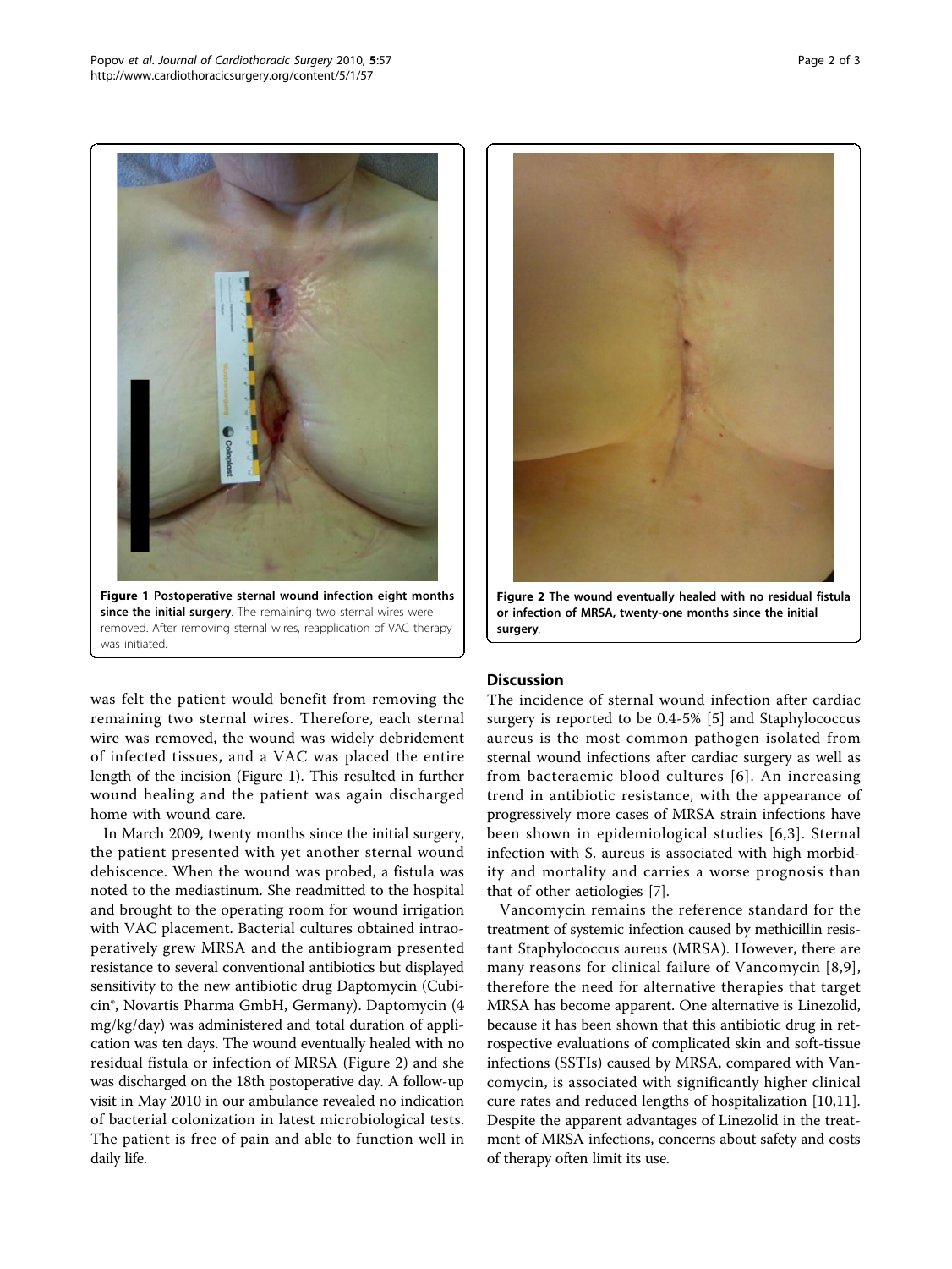**Figure 1 Postoperative sternal wound infection eight months since the initial surgery**. The remaining two sternal wires were removed. After removing sternal wires, reapplication of VAC therapy was initiated.

**Figure 2 The wound eventually healed with no residual fistula or infection of MRSA, twenty-one months since the initial surgery**.

was felt the patient would benefit from removing the remaining two sternal wires. Therefore, each sternal wire was removed, the wound was widely debridement of infected tissues, and a VAC was placed the entire length of the incision (Figure 1). This resulted in further wound healing and the patient was again discharged home with wound care.

In March 2009, twenty months since the initial surgery, the patient presented with yet another sternal wound dehiscence. When the wound was probed, a fistula was noted to the mediastinum. She readmitted to the hospital and brought to the operating room for wound irrigation with VAC placement. Bacterial cultures obtained intraoperatively grew MRSA and the antibiogram presented resistance to several conventional antibiotics but displayed sensitivity to the new antibiotic drug Daptomycin (Cubicin®, Novartis Pharma GmbH, Germany). Daptomycin (4 mg/kg/day) was administered and total duration of application was ten days. The wound eventually healed with no residual fistula or infection of MRSA (Figure 2) and she was discharged on the 18th postoperative day. A follow-up visit in May 2010 in our ambulance revealed no indication of bacterial colonization in latest microbiological tests. The patient is free of pain and able to function well in daily life.

## Discussion

The incidence of sternal wound infection after cardiac surgery is reported to be 0.4-5% [5] and Staphylococcus aureus is the most common pathogen isolated from sternal wound infections after cardiac surgery as well as from bacteraemic blood cultures [6]. An increasing trend in antibiotic resistance, with the appearance of progressively more cases of MRSA strain infections have been shown in epidemiological studies [6,3]. Sternal infection with S. aureus is associated with high morbidity and mortality and carries a worse prognosis than that of other aetiologies [7].

Vancomycin remains the reference standard for the treatment of systemic infection caused by methicillin resistant Staphylococcus aureus (MRSA). However, there are many reasons for clinical failure of Vancomycin [8,9], therefore the need for alternative therapies that target MRSA has become apparent. One alternative is Linezolid, because it has been shown that this antibiotic drug in retrospective evaluations of complicated skin and soft-tissue infections (SSTIs) caused by MRSA, compared with Vancomycin, is associated with significantly higher clinical cure rates and reduced lengths of hospitalization [10,11]. Despite the apparent advantages of Linezolid in the treatment of MRSA infections, concerns about safety and costs of therapy often limit its use.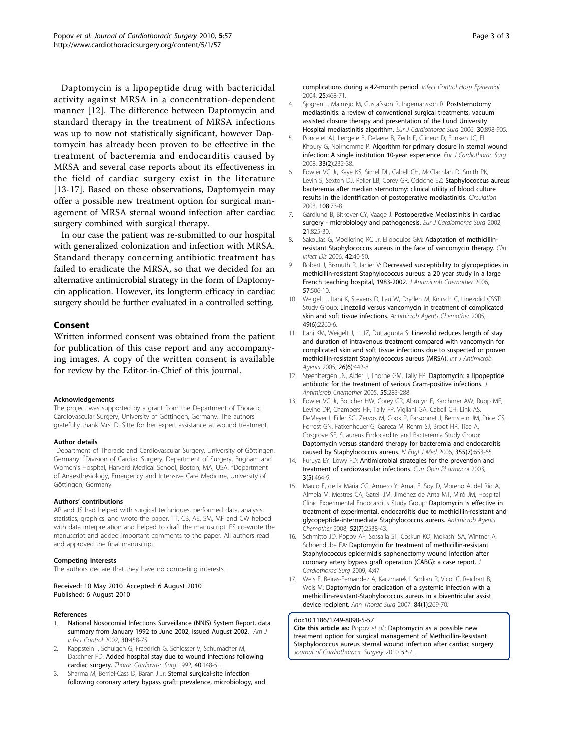Daptomycin is a lipopeptide drug with bactericidal activity against MRSA in a concentration-dependent manner [12]. The difference between Daptomycin and standard therapy in the treatment of MRSA infections was up to now not statistically significant, however Daptomycin has already been proven to be effective in the treatment of bacteremia and endocarditis caused by MRSA and several case reports about its effectiveness in the field of cardiac surgery exist in the literature [13-17]. Based on these observations, Daptomycin may offer a possible new treatment option for surgical management of MRSA sternal wound infection after cardiac surgery combined with surgical therapy.

In our case the patient was re-submitted to our hospital with generalized colonization and infection with MRSA. Standard therapy concerning antibiotic treatment has failed to eradicate the MRSA, so that we decided for an alternative antimicrobial strategy in the form of Daptomycin application. However, its longterm efficacy in cardiac surgery should be further evaluated in a controlled setting.

## Consent

Written informed consent was obtained from the patient for publication of this case report and any accompanying images. A copy of the written consent is available for review by the Editor-in-Chief of this journal.

#### Acknowledgements

The project was supported by a grant from the Department of Thoracic Cardiovascular Surgery, University of Göttingen, Germany. The authors gratefully thank Mrs. D. Sitte for her expert assistance at wound treatment.

#### Author details

[1]Department of Thoracic and Cardiovascular Surgery, University of Göttingen, Germany. [2]Division of Cardiac Surgery, Department of Surgery, Brigham and Women's Hospital, Harvard Medical School, Boston, MA, USA. [3]Department of Anaesthesiology, Emergency and Intensive Care Medicine, University of Göttingen, Germany.

#### Authors' contributions

AP and JS had helped with surgical techniques, performed data, analysis, statistics, graphics, and wrote the paper. TT, CB, AE, SM, MF and CW helped with data interpretation and helped to draft the manuscript. FS co-wrote the manuscript and added important comments to the paper. All authors read and approved the final manuscript.

#### Competing interests

The authors declare that they have no competing interests.

Received: 10 May 2010 Accepted: 6 August 2010
Published: 6 August 2010

#### References

1. National Nosocomial Infections Surveillance (NNIS) System Report, data summary from January 1992 to June 2002, issued August 2002. *Am J Infect Control* 2002, 30:458-75.
2. Kappstein I, Schulgen G, Fraedrich G, Schlosser V, Schumacher M, Daschner FD: Added hospital stay due to wound infections following cardiac surgery. *Thorac Cardiovasc Surg* 1992, 40:148-51.
3. Sharma M, Berriel-Cass D, Baran J Jr: Sternal surgical-site infection following coronary artery bypass graft: prevalence, microbiology, and complications during a 42-month period. *Infect Control Hosp Epidemiol* 2004, 25:468-71.
4. Sjogren J, Malmsjo M, Gustafsson R, Ingemansson R: Poststernotomy mediastinitis: a review of conventional surgical treatments, vacuum assisted closure therapy and presentation of the Lund University Hospital mediastinitis algorithm. *Eur J Cardiothorac Surg* 2006, 30:898-905.
5. Poncelet AJ, Lengele B, Delaere B, Zech F, Glineur D, Funken JC, El Khoury G, Noirhomme P: Algorithm for primary closure in sternal wound infection: A single institution 10-year experience. *Eur J Cardiothorac Surg* 2008, 33(2):232-38.
6. Fowler VG Jr, Kaye KS, Simel DL, Cabell CH, McClachlan D, Smith PK, Levin S, Sexton DJ, Reller LB, Corey GR, Oddone EZ: Staphylococcus aureus bacteremia after median sternotomy: clinical utility of blood culture results in the identification of postoperative mediastinitis. *Circulation* 2003, 108:73-8.
7. Gårdlund B, Bitkover CY, Vaage J: Postoperative Mediastinitis in cardiac surgery - microbiology and pathogenesis. *Eur J Cardiothorac Surg* 2002, 21:825-30.
8. Sakoulas G, Moellering RC Jr, Eliopoulos GM: Adaptation of methicillin-resistant Staphylococcus aureus in the face of vancomycin therapy. *Clin Infect Dis* 2006, 42:40-50.
9. Robert J, Bismuth R, Jarlier V: Decreased susceptibility to glycopeptides in methicillin-resistant Staphylococcus aureus: a 20 year study in a large French teaching hospital, 1983-2002. *J Antimicrob Chemother* 2006, 57:506-10.
10. Weigelt J, Itani K, Stevens D, Lau W, Dryden M, Knirsch C, Linezolid CSSTI Study Group: Linezolid versus vancomycin in treatment of complicated skin and soft tissue infections. *Antimicrob Agents Chemother* 2005, 49(6):2260-6.
11. Itani KM, Weigelt J, Li JZ, Duttagupta S: Linezolid reduces length of stay and duration of intravenous treatment compared with vancomycin for complicated skin and soft tissue infections due to suspected or proven methicillin-resistant Staphylococcus aureus (MRSA). *Int J Antimicrob Agents* 2005, 26(6):442-8.
12. Steenbergen JN, Alder J, Thorne GM, Tally FP: Daptomycin: a lipopeptide antibiotic for the treatment of serious Gram-positive infections. *J Antimicrob Chemother* 2005, 55:283-288.
13. Fowler VG Jr, Boucher HW, Corey GR, Abrutyn E, Karchmer AW, Rupp ME, Levine DP, Chambers HF, Tally FP, Vigliani GA, Cabell CH, Link AS, DeMeyer I, Filler SG, Zervos M, Cook P, Parsonnet J, Bernstein JM, Price CS, Forrest GN, Fätkenheuer G, Gareca M, Rehm SJ, Brodt HR, Tice A, Cosgrove SE, S. aureus Endocarditis and Bacteremia Study Group: Daptomycin versus standard therapy for bacteremia and endocarditis caused by Staphylococcus aureus. *N Engl J Med* 2006, 355(7):653-65.
14. Furuya EY, Lowy FD: Antimicrobial strategies for the prevention and treatment of cardiovascular infections. *Curr Opin Pharmacol* 2003, 3(5):464-9.
15. Marco F, de la Mària CG, Armero Y, Amat E, Soy D, Moreno A, del Río A, Almela M, Mestres CA, Gatell JM, Jiménez de Anta MT, Miró JM, Hospital Clinic Experimental Endocarditis Study Group: Daptomycin is effective in treatment of experimental. endocarditis due to methicillin-resistant and glycopeptide-intermediate Staphylococcus aureus. *Antimicrob Agents Chemother* 2008, 52(7):2538-43.
16. Schmitto JD, Popov AF, Sossalla ST, Coskun KO, Mokashi SA, Wintner A, Schoendube FA: Daptomycin for treatment of methicillin-resistant Staphylococcus epidermidis saphenectomy wound infection after coronary artery bypass graft operation (CABG): a case report. *J Cardiothorac Surg* 2009, 4:47.
17. Weis F, Beiras-Fernandez A, Kaczmarek I, Sodian R, Vicol C, Reichart B, Weis M: Daptomycin for eradication of a systemic infection with a methicillin-resistant-Staphylococcus aureus in a biventricular assist device recipient. *Ann Thorac Surg* 2007, 84(1):269-70.

doi:10.1186/1749-8090-5-57
**Cite this article as:** Popov *et al.*: Daptomycin as a possible new treatment option for surgical management of Methicillin-Resistant Staphylococcus aureus sternal wound infection after cardiac surgery. *Journal of Cardiothoracic Surgery* 2010 5:57.